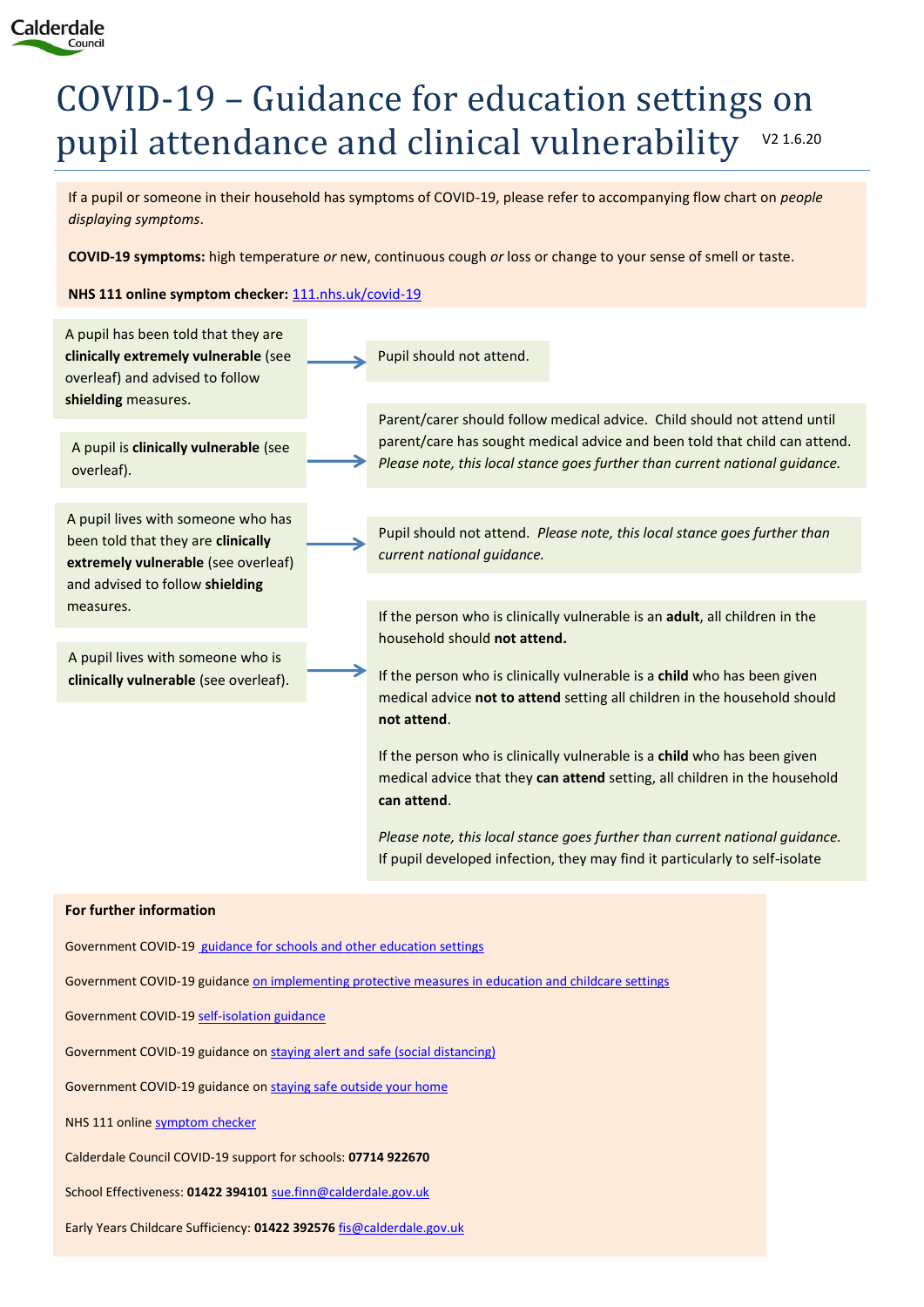Calderdale Council

# COVID-19 – Guidance for education settings on pupil attendance and clinical vulnerability

V2 1.6.20

If a pupil or someone in their household has symptoms of COVID-19, please refer to accompanying flow chart on *people displaying symptoms*.

**COVID-19 symptoms:** high temperature *or* new, continuous cough *or* loss or change to your sense of smell or taste.

**NHS 111 online symptom checker:** [111.nhs.uk/covid-19](https://111.nhs.uk/covid-19)

| Situation | Action |
| --- | --- |
| A pupil has been told that they are **clinically extremely vulnerable** (see overleaf) and advised to follow **shielding** measures. | Pupil should not attend. |
| A pupil is **clinically vulnerable** (see overleaf). | Parent/carer should follow medical advice. Child should not attend until parent/care has sought medical advice and been told that child can attend. *Please note, this local stance goes further than current national guidance.* |
| A pupil lives with someone who has been told that they are **clinically extremely vulnerable** (see overleaf) and advised to follow **shielding** measures. | Pupil should not attend. *Please note, this local stance goes further than current national guidance.* |
| A pupil lives with someone who is **clinically vulnerable** (see overleaf). | If the person who is clinically vulnerable is an **adult**, all children in the household should **not attend.**<br><br>If the person who is clinically vulnerable is a **child** who has been given medical advice **not to attend** setting all children in the household should **not attend**.<br><br>If the person who is clinically vulnerable is a **child** who has been given medical advice that they **can attend** setting, all children in the household **can attend**.<br><br>*Please note, this local stance goes further than current national guidance.* If pupil developed infection, they may find it particularly to self-isolate |

**For further information**

Government COVID-19 [guidance for schools and other education settings]()

Government COVID-19 guidance [on implementing protective measures in education and childcare settings]()

Government COVID-19 [self-isolation guidance]()

Government COVID-19 guidance on [staying alert and safe (social distancing)]()

Government COVID-19 guidance on [staying safe outside your home]()

NHS 111 online [symptom checker]()

Calderdale Council COVID-19 support for schools: **07714 922670**

School Effectiveness: **01422 394101** [sue.finn@calderdale.gov.uk](mailto:sue.finn@calderdale.gov.uk)

Early Years Childcare Sufficiency: **01422 392576** [fis@calderdale.gov.uk](mailto:fis@calderdale.gov.uk)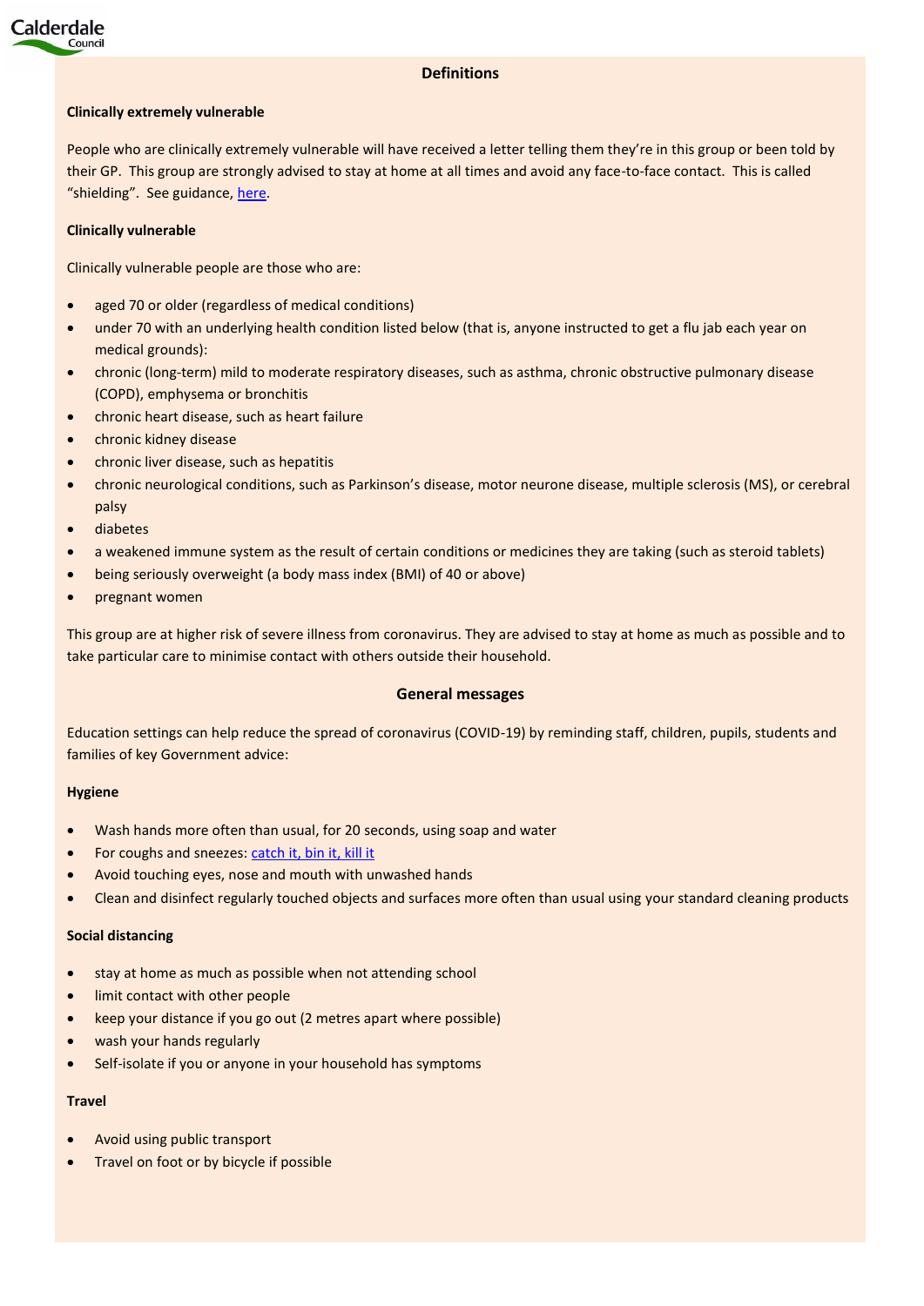## Definitions

**Clinically extremely vulnerable**

People who are clinically extremely vulnerable will have received a letter telling them they're in this group or been told by their GP. This group are strongly advised to stay at home at all times and avoid any face-to-face contact. This is called "shielding". See guidance, [here](here).

**Clinically vulnerable**

Clinically vulnerable people are those who are:

- aged 70 or older (regardless of medical conditions)
- under 70 with an underlying health condition listed below (that is, anyone instructed to get a flu jab each year on medical grounds):
- chronic (long-term) mild to moderate respiratory diseases, such as asthma, chronic obstructive pulmonary disease (COPD), emphysema or bronchitis
- chronic heart disease, such as heart failure
- chronic kidney disease
- chronic liver disease, such as hepatitis
- chronic neurological conditions, such as Parkinson's disease, motor neurone disease, multiple sclerosis (MS), or cerebral palsy
- diabetes
- a weakened immune system as the result of certain conditions or medicines they are taking (such as steroid tablets)
- being seriously overweight (a body mass index (BMI) of 40 or above)
- pregnant women

This group are at higher risk of severe illness from coronavirus. They are advised to stay at home as much as possible and to take particular care to minimise contact with others outside their household.

## General messages

Education settings can help reduce the spread of coronavirus (COVID-19) by reminding staff, children, pupils, students and families of key Government advice:

**Hygiene**

- Wash hands more often than usual, for 20 seconds, using soap and water
- For coughs and sneezes: catch it, bin it, kill it
- Avoid touching eyes, nose and mouth with unwashed hands
- Clean and disinfect regularly touched objects and surfaces more often than usual using your standard cleaning products

**Social distancing**

- stay at home as much as possible when not attending school
- limit contact with other people
- keep your distance if you go out (2 metres apart where possible)
- wash your hands regularly
- Self-isolate if you or anyone in your household has symptoms

**Travel**

- Avoid using public transport
- Travel on foot or by bicycle if possible